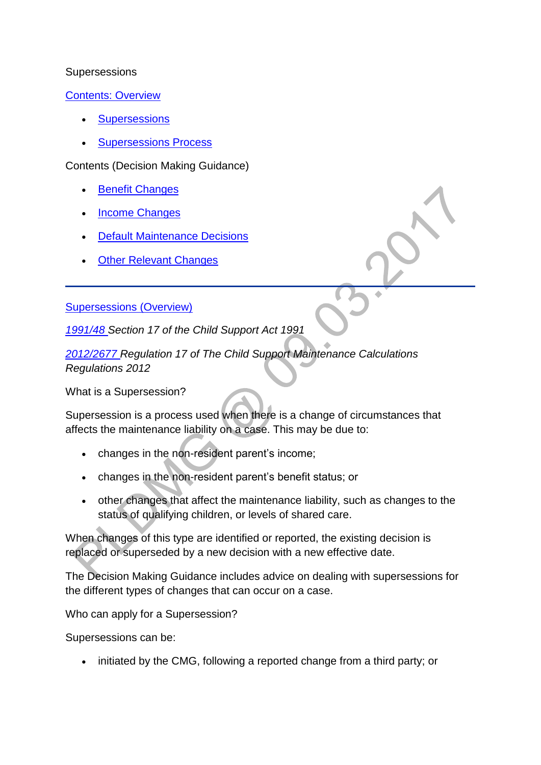Supersessions

[Contents: Overview]

- [Supersessions]
- [Supersessions Process]

Contents (Decision Making Guidance)

- [Benefit Changes]
- [Income Changes]
- [Default Maintenance Decisions]
- [Other Relevant Changes]

---

[Supersessions (Overview)]

*1991/48 Section 17 of the Child Support Act 1991*

*2012/2677 Regulation 17 of The Child Support Maintenance Calculations Regulations 2012*

What is a Supersession?

Supersession is a process used when there is a change of circumstances that affects the maintenance liability on a case. This may be due to:

- changes in the non-resident parent's income;
- changes in the non-resident parent's benefit status; or
- other changes that affect the maintenance liability, such as changes to the status of qualifying children, or levels of shared care.

When changes of this type are identified or reported, the existing decision is replaced or superseded by a new decision with a new effective date.

The Decision Making Guidance includes advice on dealing with supersessions for the different types of changes that can occur on a case.

Who can apply for a Supersession?

Supersessions can be:

- initiated by the CMG, following a reported change from a third party; or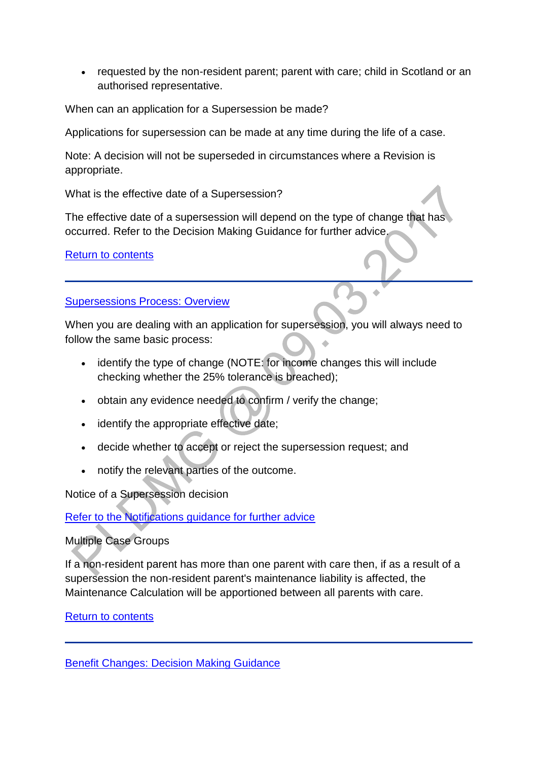- requested by the non-resident parent; parent with care; child in Scotland or an authorised representative.

When can an application for a Supersession be made?

Applications for supersession can be made at any time during the life of a case.

Note: A decision will not be superseded in circumstances where a Revision is appropriate.

What is the effective date of a Supersession?

The effective date of a supersession will depend on the type of change that has occurred. Refer to the Decision Making Guidance for further advice.

[Return to contents]

---

## [Supersessions Process: Overview]

When you are dealing with an application for supersession, you will always need to follow the same basic process:

- identify the type of change (NOTE: for income changes this will include checking whether the 25% tolerance is breached);
- obtain any evidence needed to confirm / verify the change;
- identify the appropriate effective date;
- decide whether to accept or reject the supersession request; and
- notify the relevant parties of the outcome.

Notice of a Supersession decision

[Refer to the Notifications guidance for further advice]

Multiple Case Groups

If a non-resident parent has more than one parent with care then, if as a result of a supersession the non-resident parent's maintenance liability is affected, the Maintenance Calculation will be apportioned between all parents with care.

[Return to contents]

---

## [Benefit Changes: Decision Making Guidance]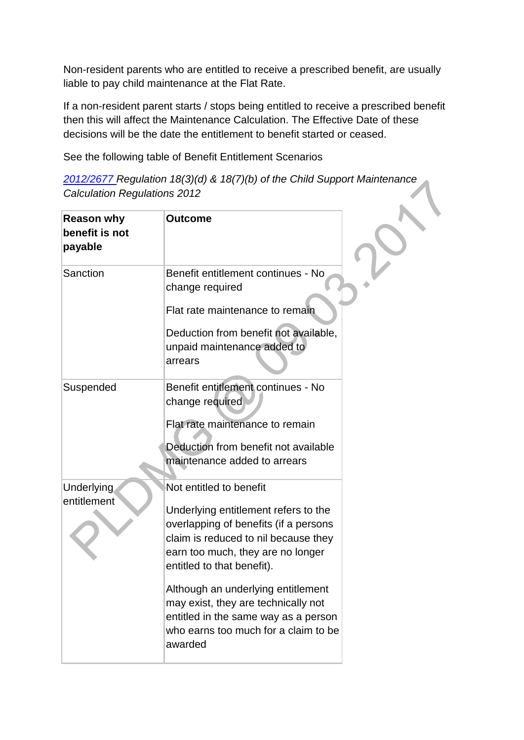Non-resident parents who are entitled to receive a prescribed benefit, are usually liable to pay child maintenance at the Flat Rate.

If a non-resident parent starts / stops being entitled to receive a prescribed benefit then this will affect the Maintenance Calculation. The Effective Date of these decisions will be the date the entitlement to benefit started or ceased.

See the following table of Benefit Entitlement Scenarios

*2012/2677 Regulation 18(3)(d) & 18(7)(b) of the Child Support Maintenance Calculation Regulations 2012*

| **Reason why benefit is not payable** | **Outcome** |
| --- | --- |
| Sanction | Benefit entitlement continues - No change required<br><br>Flat rate maintenance to remain<br><br>Deduction from benefit not available, unpaid maintenance added to arrears |
| Suspended | Benefit entitlement continues - No change required<br><br>Flat rate maintenance to remain<br><br>Deduction from benefit not available maintenance added to arrears |
| Underlying entitlement | Not entitled to benefit<br><br>Underlying entitlement refers to the overlapping of benefits (if a persons claim is reduced to nil because they earn too much, they are no longer entitled to that benefit).<br><br>Although an underlying entitlement may exist, they are technically not entitled in the same way as a person who earns too much for a claim to be awarded |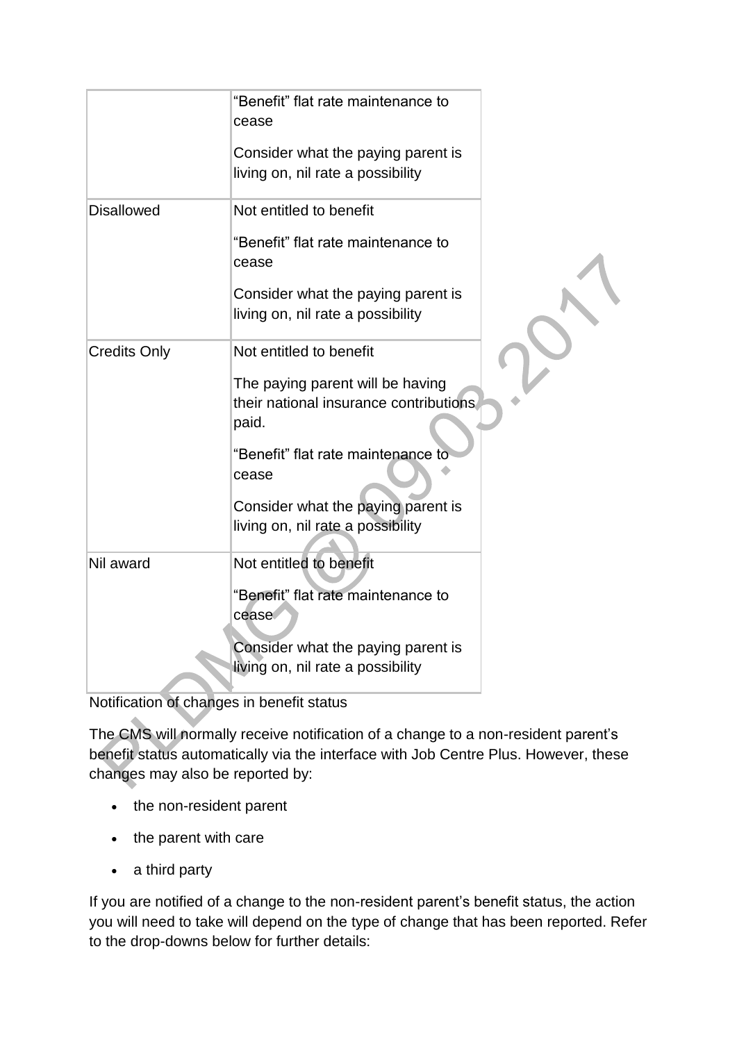| | |
|---|---|
| | "Benefit" flat rate maintenance to cease<br><br>Consider what the paying parent is living on, nil rate a possibility |
| Disallowed | Not entitled to benefit<br><br>"Benefit" flat rate maintenance to cease<br><br>Consider what the paying parent is living on, nil rate a possibility |
| Credits Only | Not entitled to benefit<br><br>The paying parent will be having their national insurance contributions paid.<br><br>"Benefit" flat rate maintenance to cease<br><br>Consider what the paying parent is living on, nil rate a possibility |
| Nil award | Not entitled to benefit<br><br>"Benefit" flat rate maintenance to cease<br><br>Consider what the paying parent is living on, nil rate a possibility |

Notification of changes in benefit status

The CMS will normally receive notification of a change to a non-resident parent's benefit status automatically via the interface with Job Centre Plus. However, these changes may also be reported by:

- the non-resident parent
- the parent with care
- a third party

If you are notified of a change to the non-resident parent's benefit status, the action you will need to take will depend on the type of change that has been reported. Refer to the drop-downs below for further details: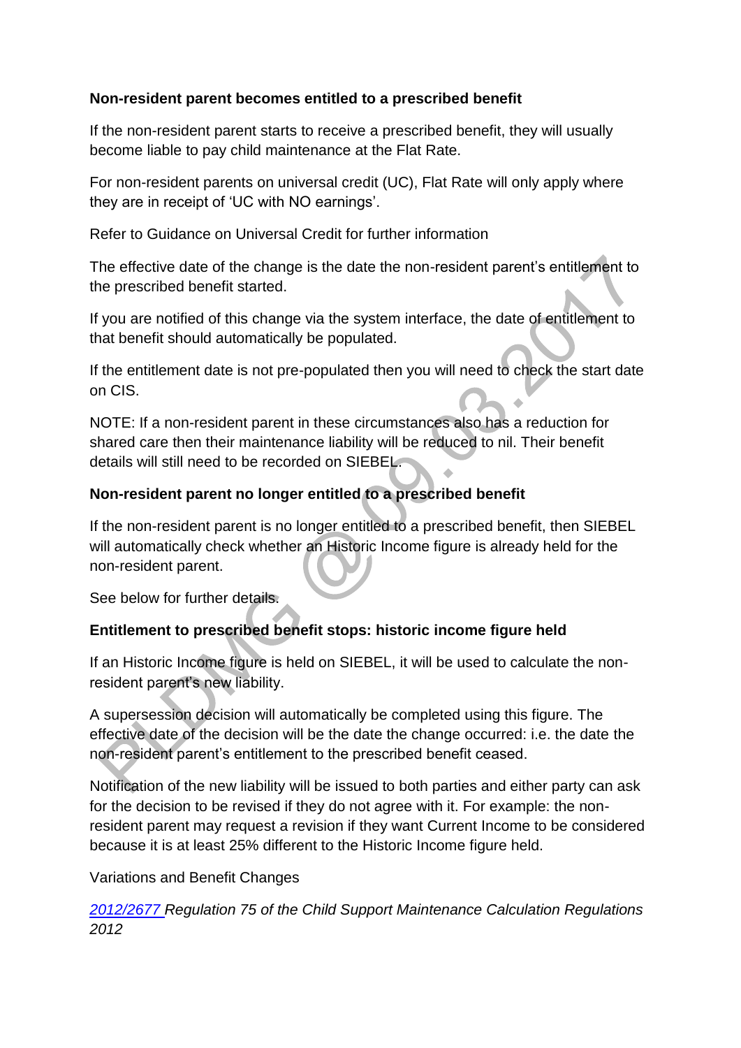**Non-resident parent becomes entitled to a prescribed benefit**

If the non-resident parent starts to receive a prescribed benefit, they will usually become liable to pay child maintenance at the Flat Rate.

For non-resident parents on universal credit (UC), Flat Rate will only apply where they are in receipt of 'UC with NO earnings'.

Refer to Guidance on Universal Credit for further information

The effective date of the change is the date the non-resident parent's entitlement to the prescribed benefit started.

If you are notified of this change via the system interface, the date of entitlement to that benefit should automatically be populated.

If the entitlement date is not pre-populated then you will need to check the start date on CIS.

NOTE: If a non-resident parent in these circumstances also has a reduction for shared care then their maintenance liability will be reduced to nil. Their benefit details will still need to be recorded on SIEBEL.

**Non-resident parent no longer entitled to a prescribed benefit**

If the non-resident parent is no longer entitled to a prescribed benefit, then SIEBEL will automatically check whether an Historic Income figure is already held for the non-resident parent.

See below for further details.

**Entitlement to prescribed benefit stops: historic income figure held**

If an Historic Income figure is held on SIEBEL, it will be used to calculate the non-resident parent's new liability.

A supersession decision will automatically be completed using this figure. The effective date of the decision will be the date the change occurred: i.e. the date the non-resident parent's entitlement to the prescribed benefit ceased.

Notification of the new liability will be issued to both parties and either party can ask for the decision to be revised if they do not agree with it. For example: the non-resident parent may request a revision if they want Current Income to be considered because it is at least 25% different to the Historic Income figure held.

Variations and Benefit Changes

*2012/2677 Regulation 75 of the Child Support Maintenance Calculation Regulations 2012*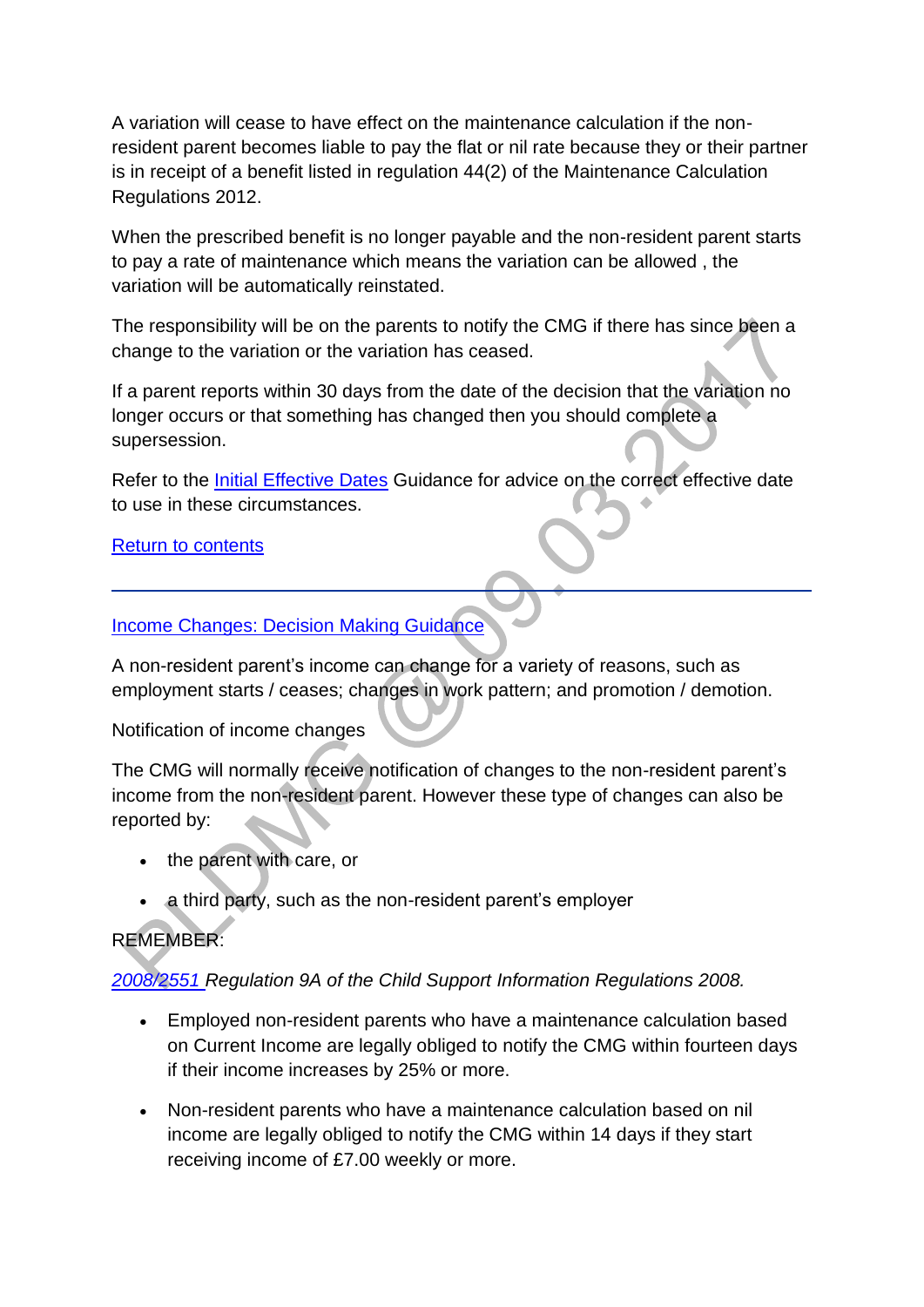A variation will cease to have effect on the maintenance calculation if the non-resident parent becomes liable to pay the flat or nil rate because they or their partner is in receipt of a benefit listed in regulation 44(2) of the Maintenance Calculation Regulations 2012.

When the prescribed benefit is no longer payable and the non-resident parent starts to pay a rate of maintenance which means the variation can be allowed , the variation will be automatically reinstated.

The responsibility will be on the parents to notify the CMG if there has since been a change to the variation or the variation has ceased.

If a parent reports within 30 days from the date of the decision that the variation no longer occurs or that something has changed then you should complete a supersession.

Refer to the [Initial Effective Dates]() Guidance for advice on the correct effective date to use in these circumstances.

[Return to contents]()

---

## [Income Changes: Decision Making Guidance]()

A non-resident parent's income can change for a variety of reasons, such as employment starts / ceases; changes in work pattern; and promotion / demotion.

Notification of income changes

The CMG will normally receive notification of changes to the non-resident parent's income from the non-resident parent. However these type of changes can also be reported by:

- the parent with care, or
- a third party, such as the non-resident parent's employer

REMEMBER:

*[2008/2551]() Regulation 9A of the Child Support Information Regulations 2008.*

- Employed non-resident parents who have a maintenance calculation based on Current Income are legally obliged to notify the CMG within fourteen days if their income increases by 25% or more.
- Non-resident parents who have a maintenance calculation based on nil income are legally obliged to notify the CMG within 14 days if they start receiving income of £7.00 weekly or more.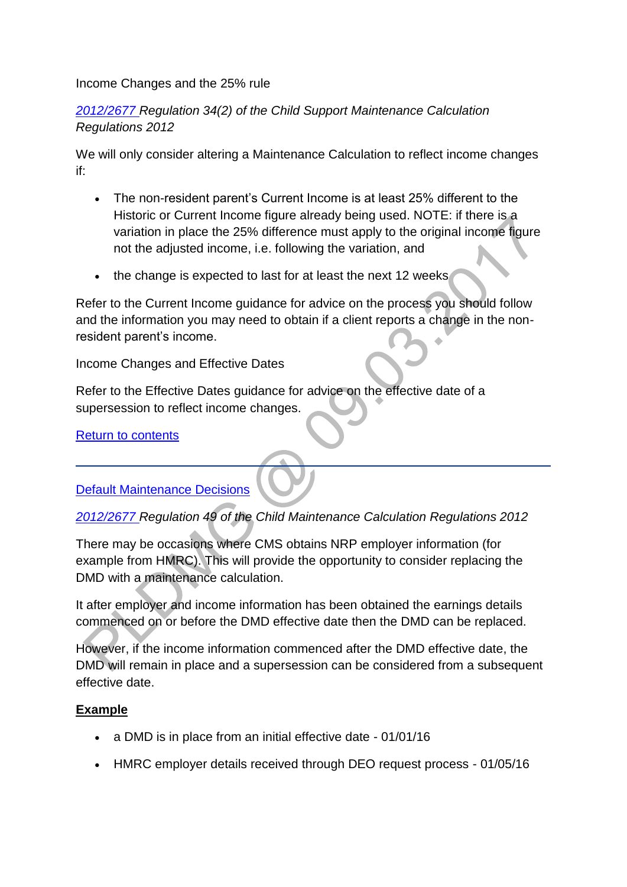Income Changes and the 25% rule

*[2012/2677](#) Regulation 34(2) of the Child Support Maintenance Calculation Regulations 2012*

We will only consider altering a Maintenance Calculation to reflect income changes if:

- The non-resident parent's Current Income is at least 25% different to the Historic or Current Income figure already being used. NOTE: if there is a variation in place the 25% difference must apply to the original income figure not the adjusted income, i.e. following the variation, and
- the change is expected to last for at least the next 12 weeks

Refer to the Current Income guidance for advice on the process you should follow and the information you may need to obtain if a client reports a change in the non-resident parent's income.

Income Changes and Effective Dates

Refer to the Effective Dates guidance for advice on the effective date of a supersession to reflect income changes.

[Return to contents](#)

---

[Default Maintenance Decisions](#)

*[2012/2677](#) Regulation 49 of the Child Maintenance Calculation Regulations 2012*

There may be occasions where CMS obtains NRP employer information (for example from HMRC). This will provide the opportunity to consider replacing the DMD with a maintenance calculation.

It after employer and income information has been obtained the earnings details commenced on or before the DMD effective date then the DMD can be replaced.

However, if the income information commenced after the DMD effective date, the DMD will remain in place and a supersession can be considered from a subsequent effective date.

**Example**

- a DMD is in place from an initial effective date - 01/01/16
- HMRC employer details received through DEO request process - 01/05/16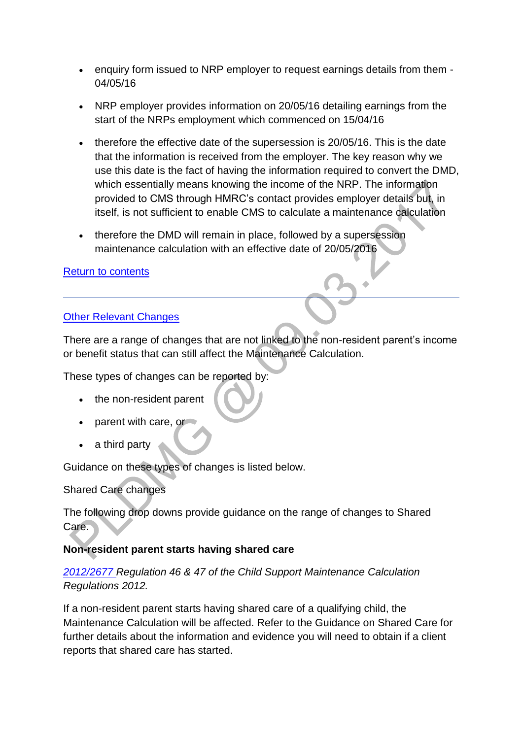- enquiry form issued to NRP employer to request earnings details from them - 04/05/16
- NRP employer provides information on 20/05/16 detailing earnings from the start of the NRPs employment which commenced on 15/04/16
- therefore the effective date of the supersession is 20/05/16. This is the date that the information is received from the employer. The key reason why we use this date is the fact of having the information required to convert the DMD, which essentially means knowing the income of the NRP. The information provided to CMS through HMRC's contact provides employer details but, in itself, is not sufficient to enable CMS to calculate a maintenance calculation
- therefore the DMD will remain in place, followed by a supersession maintenance calculation with an effective date of 20/05/2016

[Return to contents](#)

---

## [Other Relevant Changes](#)

There are a range of changes that are not linked to the non-resident parent's income or benefit status that can still affect the Maintenance Calculation.

These types of changes can be reported by:

- the non-resident parent
- parent with care, or
- a third party

Guidance on these types of changes is listed below.

Shared Care changes

The following drop downs provide guidance on the range of changes to Shared Care.

**Non-resident parent starts having shared care**

*[2012/2677](#) Regulation 46 & 47 of the Child Support Maintenance Calculation Regulations 2012.*

If a non-resident parent starts having shared care of a qualifying child, the Maintenance Calculation will be affected. Refer to the Guidance on Shared Care for further details about the information and evidence you will need to obtain if a client reports that shared care has started.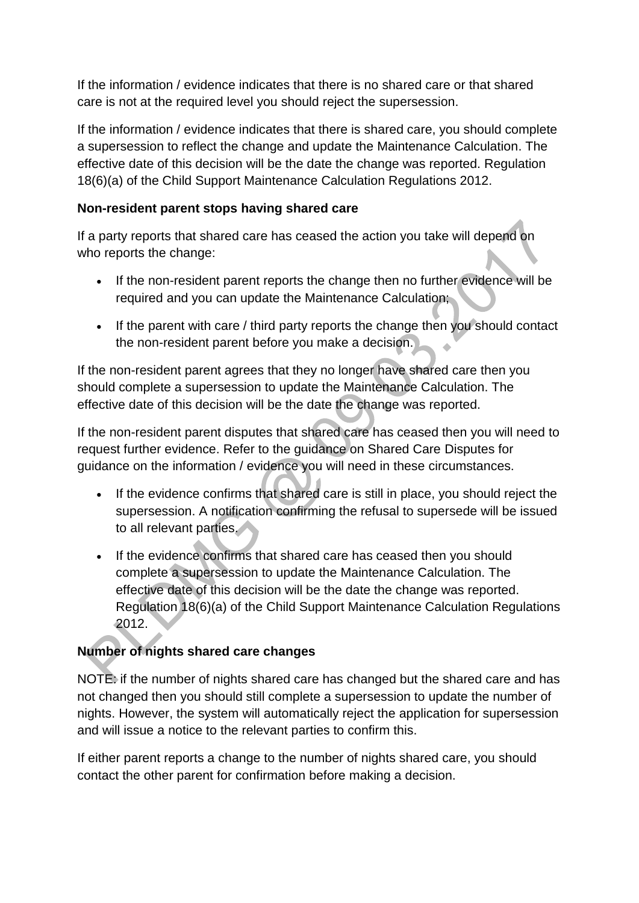If the information / evidence indicates that there is no shared care or that shared care is not at the required level you should reject the supersession.

If the information / evidence indicates that there is shared care, you should complete a supersession to reflect the change and update the Maintenance Calculation. The effective date of this decision will be the date the change was reported. Regulation 18(6)(a) of the Child Support Maintenance Calculation Regulations 2012.

**Non-resident parent stops having shared care**

If a party reports that shared care has ceased the action you take will depend on who reports the change:

- If the non-resident parent reports the change then no further evidence will be required and you can update the Maintenance Calculation;
- If the parent with care / third party reports the change then you should contact the non-resident parent before you make a decision.

If the non-resident parent agrees that they no longer have shared care then you should complete a supersession to update the Maintenance Calculation. The effective date of this decision will be the date the change was reported.

If the non-resident parent disputes that shared care has ceased then you will need to request further evidence. Refer to the guidance on Shared Care Disputes for guidance on the information / evidence you will need in these circumstances.

- If the evidence confirms that shared care is still in place, you should reject the supersession. A notification confirming the refusal to supersede will be issued to all relevant parties.
- If the evidence confirms that shared care has ceased then you should complete a supersession to update the Maintenance Calculation. The effective date of this decision will be the date the change was reported. Regulation 18(6)(a) of the Child Support Maintenance Calculation Regulations 2012.

**Number of nights shared care changes**

NOTE: if the number of nights shared care has changed but the shared care and has not changed then you should still complete a supersession to update the number of nights. However, the system will automatically reject the application for supersession and will issue a notice to the relevant parties to confirm this.

If either parent reports a change to the number of nights shared care, you should contact the other parent for confirmation before making a decision.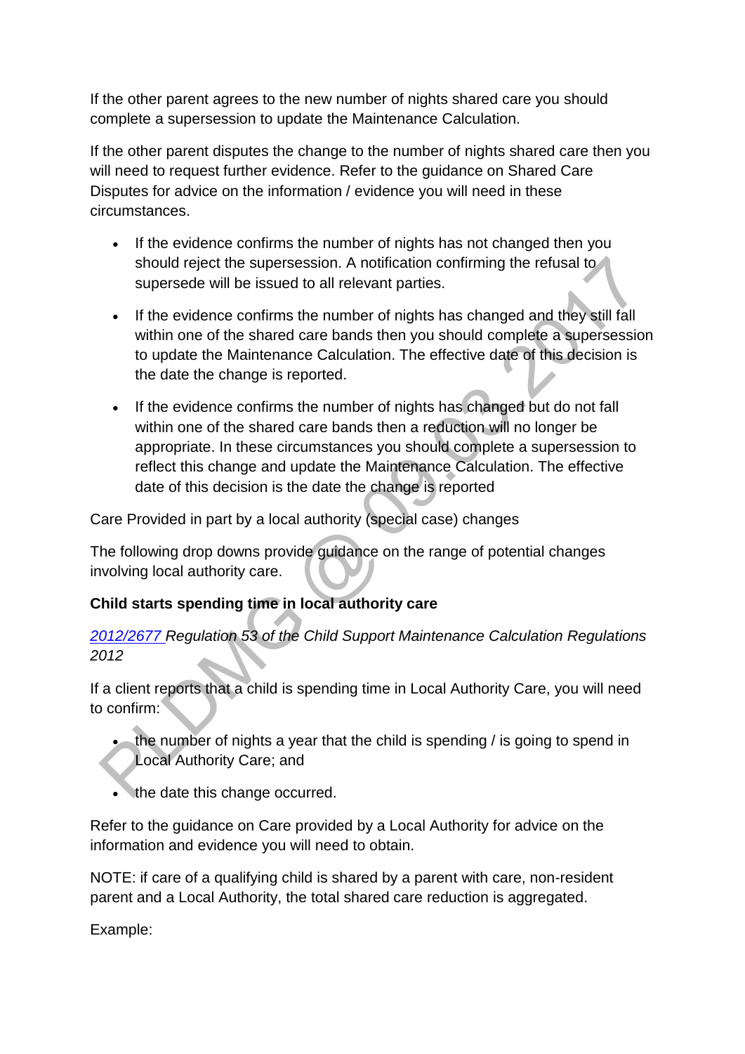If the other parent agrees to the new number of nights shared care you should complete a supersession to update the Maintenance Calculation.

If the other parent disputes the change to the number of nights shared care then you will need to request further evidence. Refer to the guidance on Shared Care Disputes for advice on the information / evidence you will need in these circumstances.

- If the evidence confirms the number of nights has not changed then you should reject the supersession. A notification confirming the refusal to supersede will be issued to all relevant parties.
- If the evidence confirms the number of nights has changed and they still fall within one of the shared care bands then you should complete a supersession to update the Maintenance Calculation. The effective date of this decision is the date the change is reported.
- If the evidence confirms the number of nights has changed but do not fall within one of the shared care bands then a reduction will no longer be appropriate. In these circumstances you should complete a supersession to reflect this change and update the Maintenance Calculation. The effective date of this decision is the date the change is reported

Care Provided in part by a local authority (special case) changes

The following drop downs provide guidance on the range of potential changes involving local authority care.

**Child starts spending time in local authority care**

*2012/2677 Regulation 53 of the Child Support Maintenance Calculation Regulations 2012*

If a client reports that a child is spending time in Local Authority Care, you will need to confirm:

- the number of nights a year that the child is spending / is going to spend in Local Authority Care; and
- the date this change occurred.

Refer to the guidance on Care provided by a Local Authority for advice on the information and evidence you will need to obtain.

NOTE: if care of a qualifying child is shared by a parent with care, non-resident parent and a Local Authority, the total shared care reduction is aggregated.

Example: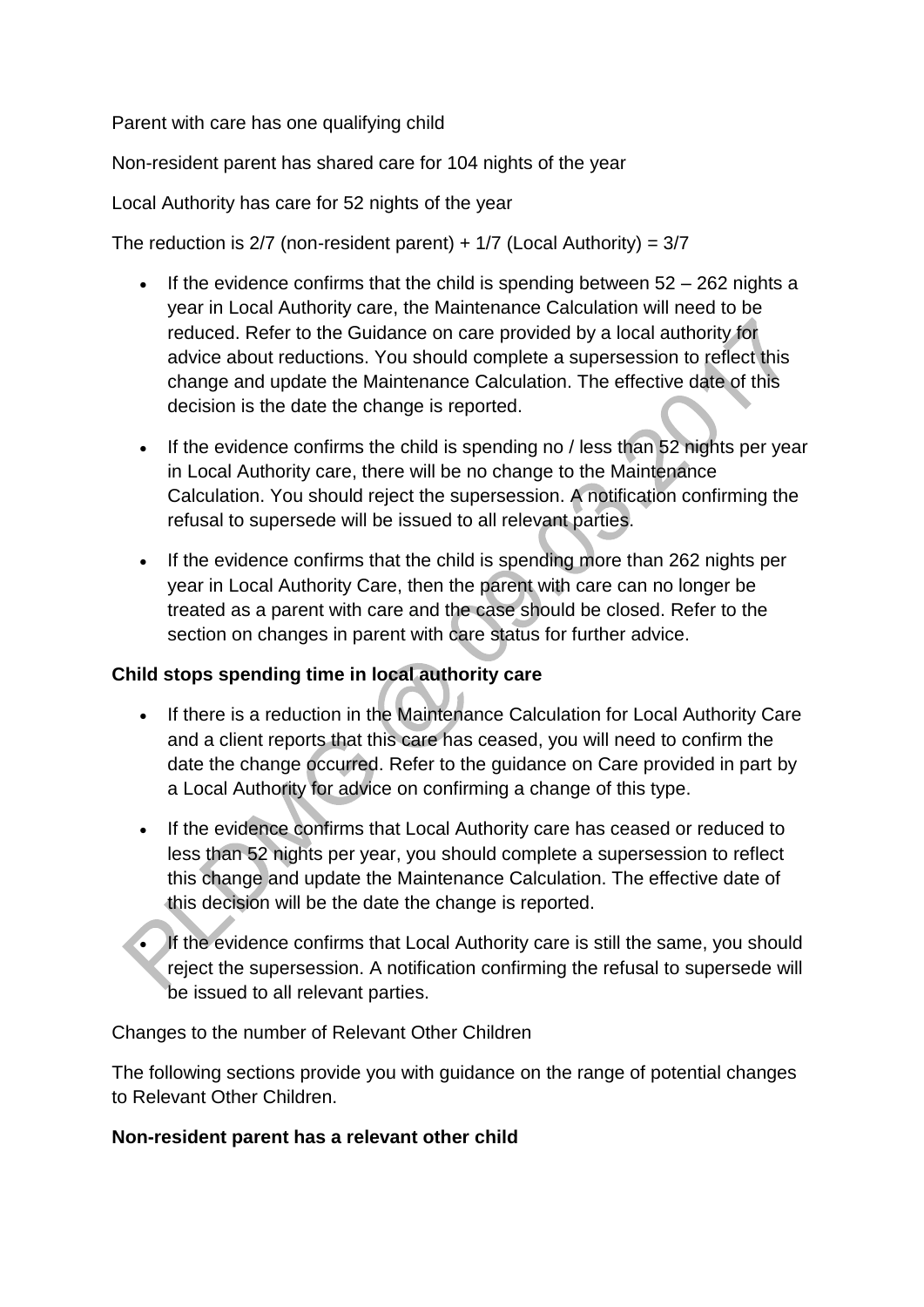Parent with care has one qualifying child

Non-resident parent has shared care for 104 nights of the year

Local Authority has care for 52 nights of the year

The reduction is 2/7 (non-resident parent) + 1/7 (Local Authority) = 3/7

- If the evidence confirms that the child is spending between 52 – 262 nights a year in Local Authority care, the Maintenance Calculation will need to be reduced. Refer to the Guidance on care provided by a local authority for advice about reductions. You should complete a supersession to reflect this change and update the Maintenance Calculation. The effective date of this decision is the date the change is reported.
- If the evidence confirms the child is spending no / less than 52 nights per year in Local Authority care, there will be no change to the Maintenance Calculation. You should reject the supersession. A notification confirming the refusal to supersede will be issued to all relevant parties.
- If the evidence confirms that the child is spending more than 262 nights per year in Local Authority Care, then the parent with care can no longer be treated as a parent with care and the case should be closed. Refer to the section on changes in parent with care status for further advice.

**Child stops spending time in local authority care**

- If there is a reduction in the Maintenance Calculation for Local Authority Care and a client reports that this care has ceased, you will need to confirm the date the change occurred. Refer to the guidance on Care provided in part by a Local Authority for advice on confirming a change of this type.
- If the evidence confirms that Local Authority care has ceased or reduced to less than 52 nights per year, you should complete a supersession to reflect this change and update the Maintenance Calculation. The effective date of this decision will be the date the change is reported.
- If the evidence confirms that Local Authority care is still the same, you should reject the supersession. A notification confirming the refusal to supersede will be issued to all relevant parties.

Changes to the number of Relevant Other Children

The following sections provide you with guidance on the range of potential changes to Relevant Other Children.

**Non-resident parent has a relevant other child**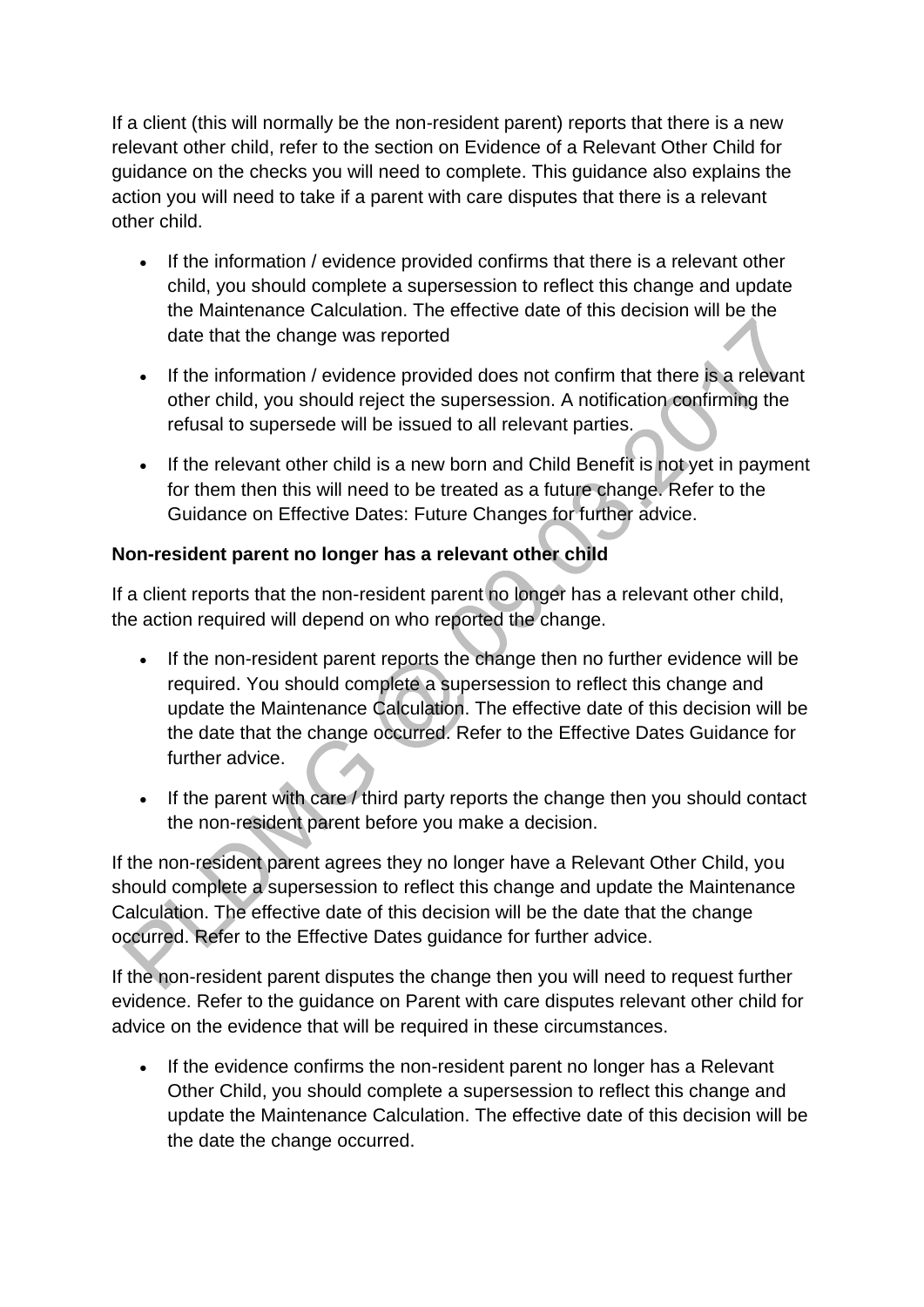If a client (this will normally be the non-resident parent) reports that there is a new relevant other child, refer to the section on Evidence of a Relevant Other Child for guidance on the checks you will need to complete. This guidance also explains the action you will need to take if a parent with care disputes that there is a relevant other child.

- If the information / evidence provided confirms that there is a relevant other child, you should complete a supersession to reflect this change and update the Maintenance Calculation. The effective date of this decision will be the date that the change was reported
- If the information / evidence provided does not confirm that there is a relevant other child, you should reject the supersession. A notification confirming the refusal to supersede will be issued to all relevant parties.
- If the relevant other child is a new born and Child Benefit is not yet in payment for them then this will need to be treated as a future change. Refer to the Guidance on Effective Dates: Future Changes for further advice.

**Non-resident parent no longer has a relevant other child**

If a client reports that the non-resident parent no longer has a relevant other child, the action required will depend on who reported the change.

- If the non-resident parent reports the change then no further evidence will be required. You should complete a supersession to reflect this change and update the Maintenance Calculation. The effective date of this decision will be the date that the change occurred. Refer to the Effective Dates Guidance for further advice.
- If the parent with care / third party reports the change then you should contact the non-resident parent before you make a decision.

If the non-resident parent agrees they no longer have a Relevant Other Child, you should complete a supersession to reflect this change and update the Maintenance Calculation. The effective date of this decision will be the date that the change occurred. Refer to the Effective Dates guidance for further advice.

If the non-resident parent disputes the change then you will need to request further evidence. Refer to the guidance on Parent with care disputes relevant other child for advice on the evidence that will be required in these circumstances.

- If the evidence confirms the non-resident parent no longer has a Relevant Other Child, you should complete a supersession to reflect this change and update the Maintenance Calculation. The effective date of this decision will be the date the change occurred.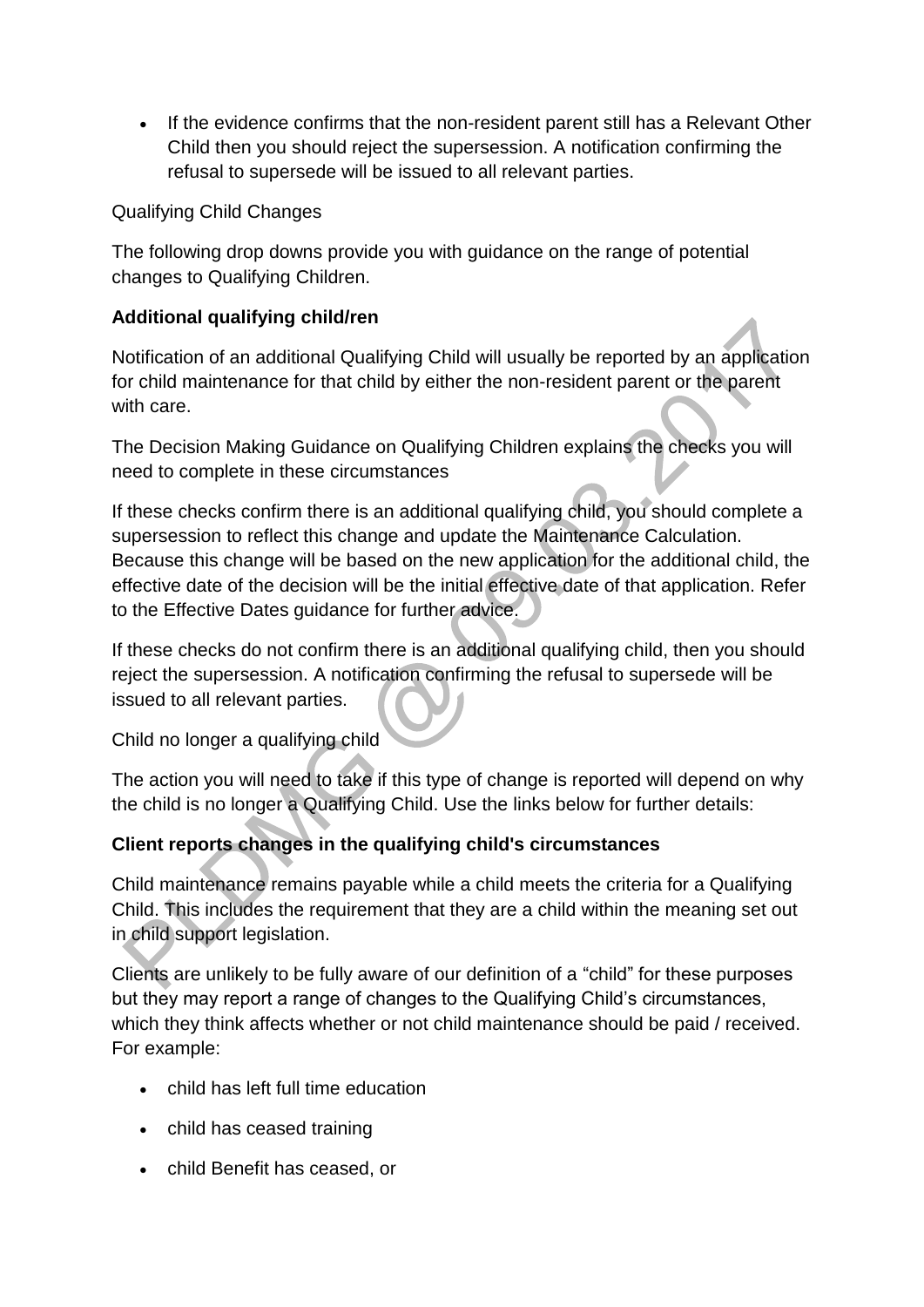- If the evidence confirms that the non-resident parent still has a Relevant Other Child then you should reject the supersession. A notification confirming the refusal to supersede will be issued to all relevant parties.

Qualifying Child Changes

The following drop downs provide you with guidance on the range of potential changes to Qualifying Children.

**Additional qualifying child/ren**

Notification of an additional Qualifying Child will usually be reported by an application for child maintenance for that child by either the non-resident parent or the parent with care.

The Decision Making Guidance on Qualifying Children explains the checks you will need to complete in these circumstances

If these checks confirm there is an additional qualifying child, you should complete a supersession to reflect this change and update the Maintenance Calculation. Because this change will be based on the new application for the additional child, the effective date of the decision will be the initial effective date of that application. Refer to the Effective Dates guidance for further advice.

If these checks do not confirm there is an additional qualifying child, then you should reject the supersession. A notification confirming the refusal to supersede will be issued to all relevant parties.

Child no longer a qualifying child

The action you will need to take if this type of change is reported will depend on why the child is no longer a Qualifying Child. Use the links below for further details:

**Client reports changes in the qualifying child's circumstances**

Child maintenance remains payable while a child meets the criteria for a Qualifying Child. This includes the requirement that they are a child within the meaning set out in child support legislation.

Clients are unlikely to be fully aware of our definition of a “child” for these purposes but they may report a range of changes to the Qualifying Child’s circumstances, which they think affects whether or not child maintenance should be paid / received. For example:

- child has left full time education
- child has ceased training
- child Benefit has ceased, or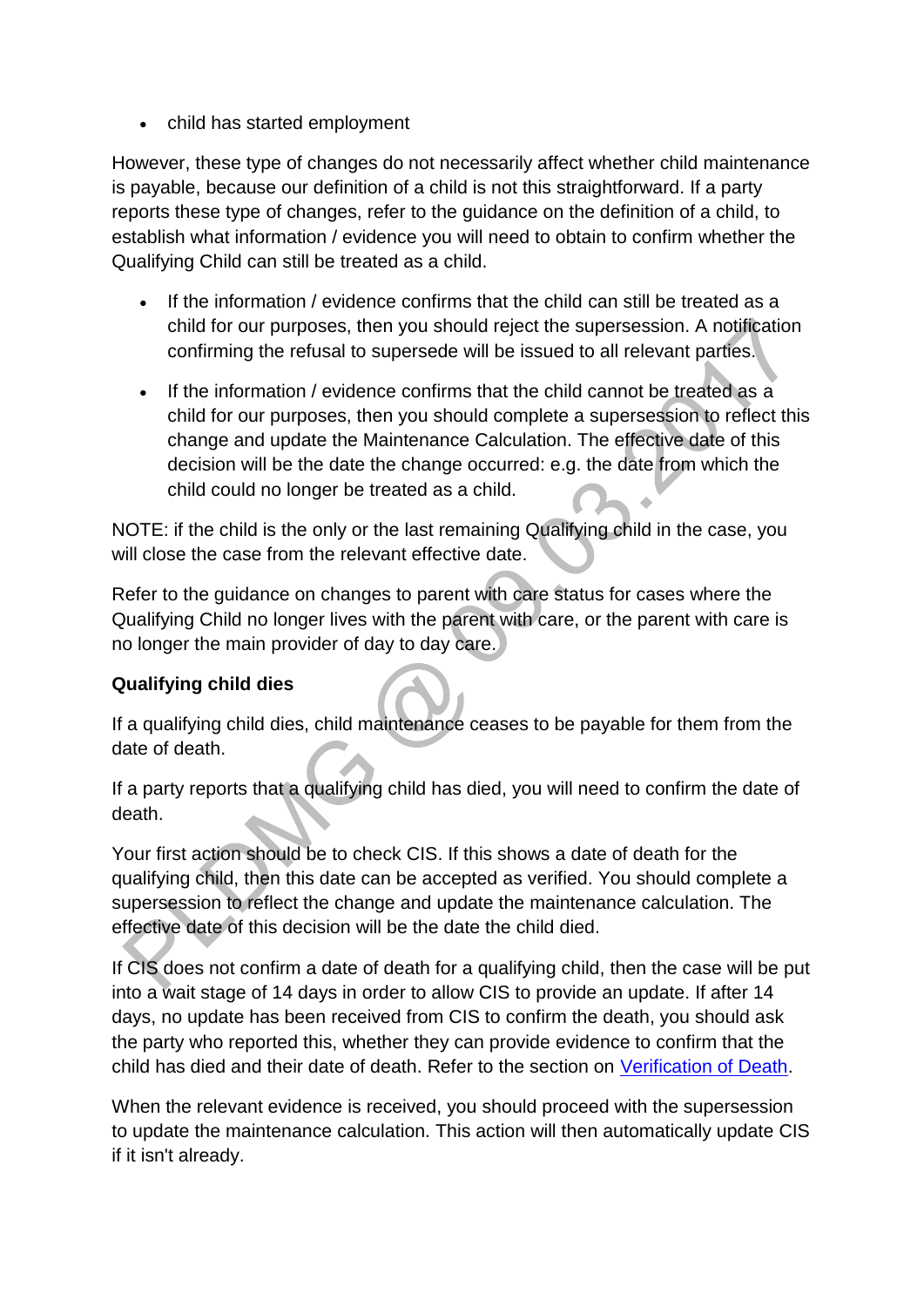- child has started employment

However, these type of changes do not necessarily affect whether child maintenance is payable, because our definition of a child is not this straightforward. If a party reports these type of changes, refer to the guidance on the definition of a child, to establish what information / evidence you will need to obtain to confirm whether the Qualifying Child can still be treated as a child.

- If the information / evidence confirms that the child can still be treated as a child for our purposes, then you should reject the supersession. A notification confirming the refusal to supersede will be issued to all relevant parties.
- If the information / evidence confirms that the child cannot be treated as a child for our purposes, then you should complete a supersession to reflect this change and update the Maintenance Calculation. The effective date of this decision will be the date the change occurred: e.g. the date from which the child could no longer be treated as a child.

NOTE: if the child is the only or the last remaining Qualifying child in the case, you will close the case from the relevant effective date.

Refer to the guidance on changes to parent with care status for cases where the Qualifying Child no longer lives with the parent with care, or the parent with care is no longer the main provider of day to day care.

**Qualifying child dies**

If a qualifying child dies, child maintenance ceases to be payable for them from the date of death.

If a party reports that a qualifying child has died, you will need to confirm the date of death.

Your first action should be to check CIS. If this shows a date of death for the qualifying child, then this date can be accepted as verified. You should complete a supersession to reflect the change and update the maintenance calculation. The effective date of this decision will be the date the child died.

If CIS does not confirm a date of death for a qualifying child, then the case will be put into a wait stage of 14 days in order to allow CIS to provide an update. If after 14 days, no update has been received from CIS to confirm the death, you should ask the party who reported this, whether they can provide evidence to confirm that the child has died and their date of death. Refer to the section on Verification of Death.

When the relevant evidence is received, you should proceed with the supersession to update the maintenance calculation. This action will then automatically update CIS if it isn't already.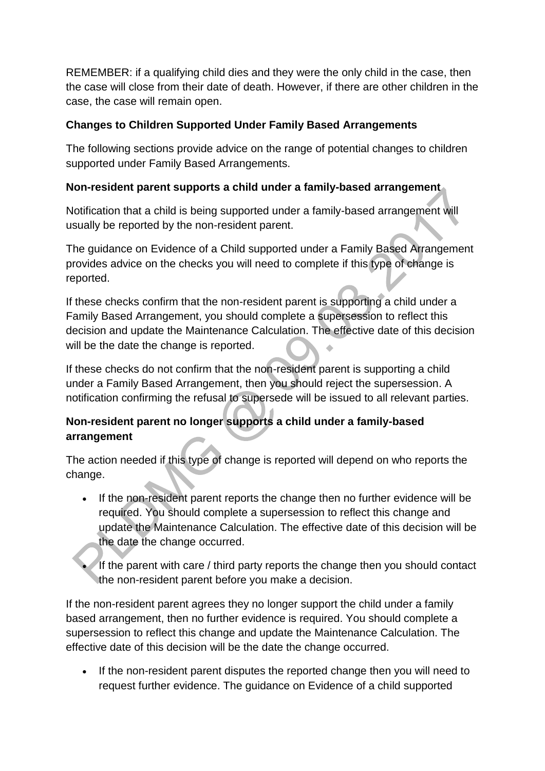REMEMBER: if a qualifying child dies and they were the only child in the case, then the case will close from their date of death. However, if there are other children in the case, the case will remain open.

**Changes to Children Supported Under Family Based Arrangements**

The following sections provide advice on the range of potential changes to children supported under Family Based Arrangements.

**Non-resident parent supports a child under a family-based arrangement**

Notification that a child is being supported under a family-based arrangement will usually be reported by the non-resident parent.

The guidance on Evidence of a Child supported under a Family Based Arrangement provides advice on the checks you will need to complete if this type of change is reported.

If these checks confirm that the non-resident parent is supporting a child under a Family Based Arrangement, you should complete a supersession to reflect this decision and update the Maintenance Calculation. The effective date of this decision will be the date the change is reported.

If these checks do not confirm that the non-resident parent is supporting a child under a Family Based Arrangement, then you should reject the supersession. A notification confirming the refusal to supersede will be issued to all relevant parties.

**Non-resident parent no longer supports a child under a family-based arrangement**

The action needed if this type of change is reported will depend on who reports the change.

- If the non-resident parent reports the change then no further evidence will be required. You should complete a supersession to reflect this change and update the Maintenance Calculation. The effective date of this decision will be the date the change occurred.
- If the parent with care / third party reports the change then you should contact the non-resident parent before you make a decision.

If the non-resident parent agrees they no longer support the child under a family based arrangement, then no further evidence is required. You should complete a supersession to reflect this change and update the Maintenance Calculation. The effective date of this decision will be the date the change occurred.

- If the non-resident parent disputes the reported change then you will need to request further evidence. The guidance on Evidence of a child supported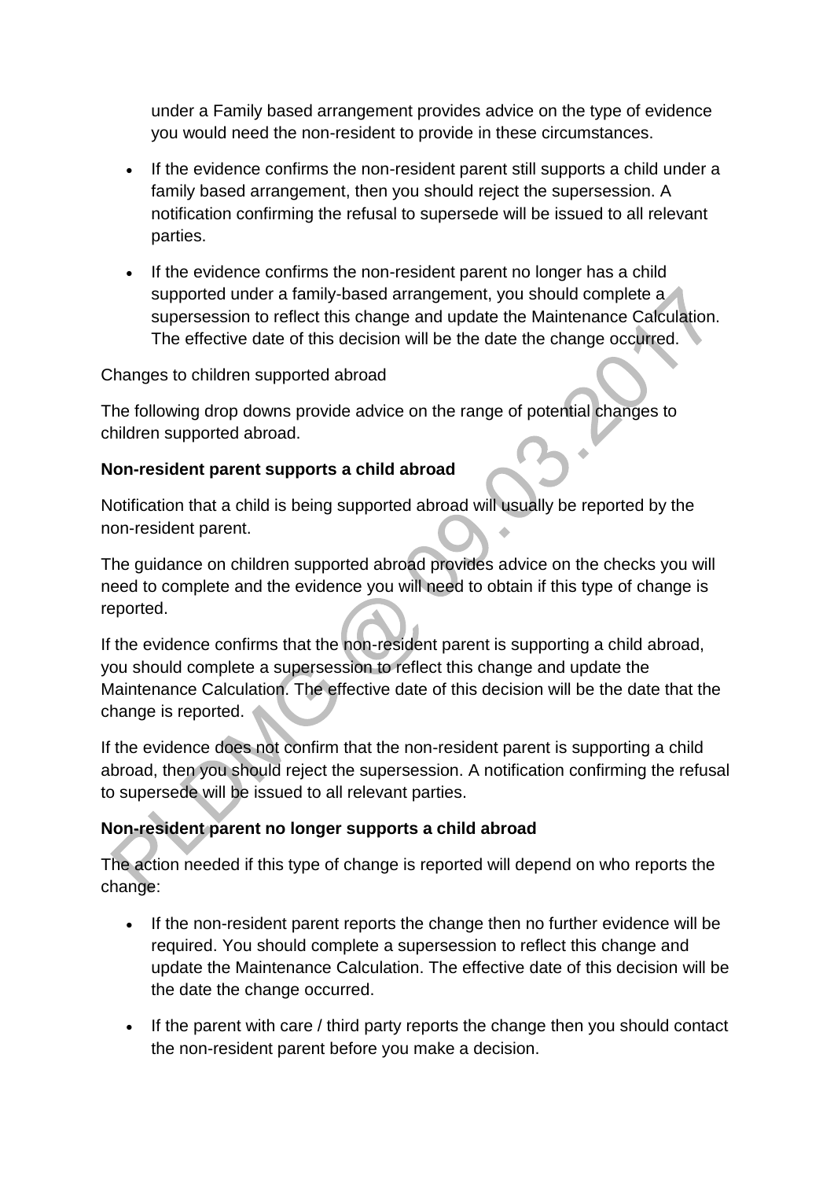under a Family based arrangement provides advice on the type of evidence you would need the non-resident to provide in these circumstances.

- If the evidence confirms the non-resident parent still supports a child under a family based arrangement, then you should reject the supersession. A notification confirming the refusal to supersede will be issued to all relevant parties.
- If the evidence confirms the non-resident parent no longer has a child supported under a family-based arrangement, you should complete a supersession to reflect this change and update the Maintenance Calculation. The effective date of this decision will be the date the change occurred.

Changes to children supported abroad

The following drop downs provide advice on the range of potential changes to children supported abroad.

**Non-resident parent supports a child abroad**

Notification that a child is being supported abroad will usually be reported by the non-resident parent.

The guidance on children supported abroad provides advice on the checks you will need to complete and the evidence you will need to obtain if this type of change is reported.

If the evidence confirms that the non-resident parent is supporting a child abroad, you should complete a supersession to reflect this change and update the Maintenance Calculation. The effective date of this decision will be the date that the change is reported.

If the evidence does not confirm that the non-resident parent is supporting a child abroad, then you should reject the supersession. A notification confirming the refusal to supersede will be issued to all relevant parties.

**Non-resident parent no longer supports a child abroad**

The action needed if this type of change is reported will depend on who reports the change:

- If the non-resident parent reports the change then no further evidence will be required. You should complete a supersession to reflect this change and update the Maintenance Calculation. The effective date of this decision will be the date the change occurred.
- If the parent with care / third party reports the change then you should contact the non-resident parent before you make a decision.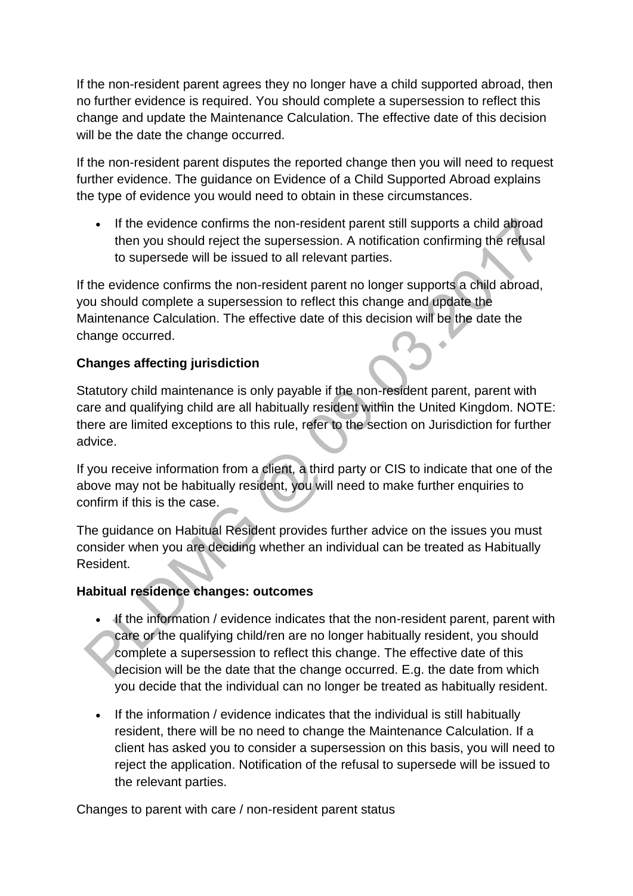If the non-resident parent agrees they no longer have a child supported abroad, then no further evidence is required. You should complete a supersession to reflect this change and update the Maintenance Calculation. The effective date of this decision will be the date the change occurred.

If the non-resident parent disputes the reported change then you will need to request further evidence. The guidance on Evidence of a Child Supported Abroad explains the type of evidence you would need to obtain in these circumstances.

- If the evidence confirms the non-resident parent still supports a child abroad then you should reject the supersession. A notification confirming the refusal to supersede will be issued to all relevant parties.

If the evidence confirms the non-resident parent no longer supports a child abroad, you should complete a supersession to reflect this change and update the Maintenance Calculation. The effective date of this decision will be the date the change occurred.

**Changes affecting jurisdiction**

Statutory child maintenance is only payable if the non-resident parent, parent with care and qualifying child are all habitually resident within the United Kingdom. NOTE: there are limited exceptions to this rule, refer to the section on Jurisdiction for further advice.

If you receive information from a client, a third party or CIS to indicate that one of the above may not be habitually resident, you will need to make further enquiries to confirm if this is the case.

The guidance on Habitual Resident provides further advice on the issues you must consider when you are deciding whether an individual can be treated as Habitually Resident.

**Habitual residence changes: outcomes**

- If the information / evidence indicates that the non-resident parent, parent with care or the qualifying child/ren are no longer habitually resident, you should complete a supersession to reflect this change. The effective date of this decision will be the date that the change occurred. E.g. the date from which you decide that the individual can no longer be treated as habitually resident.
- If the information / evidence indicates that the individual is still habitually resident, there will be no need to change the Maintenance Calculation. If a client has asked you to consider a supersession on this basis, you will need to reject the application. Notification of the refusal to supersede will be issued to the relevant parties.

Changes to parent with care / non-resident parent status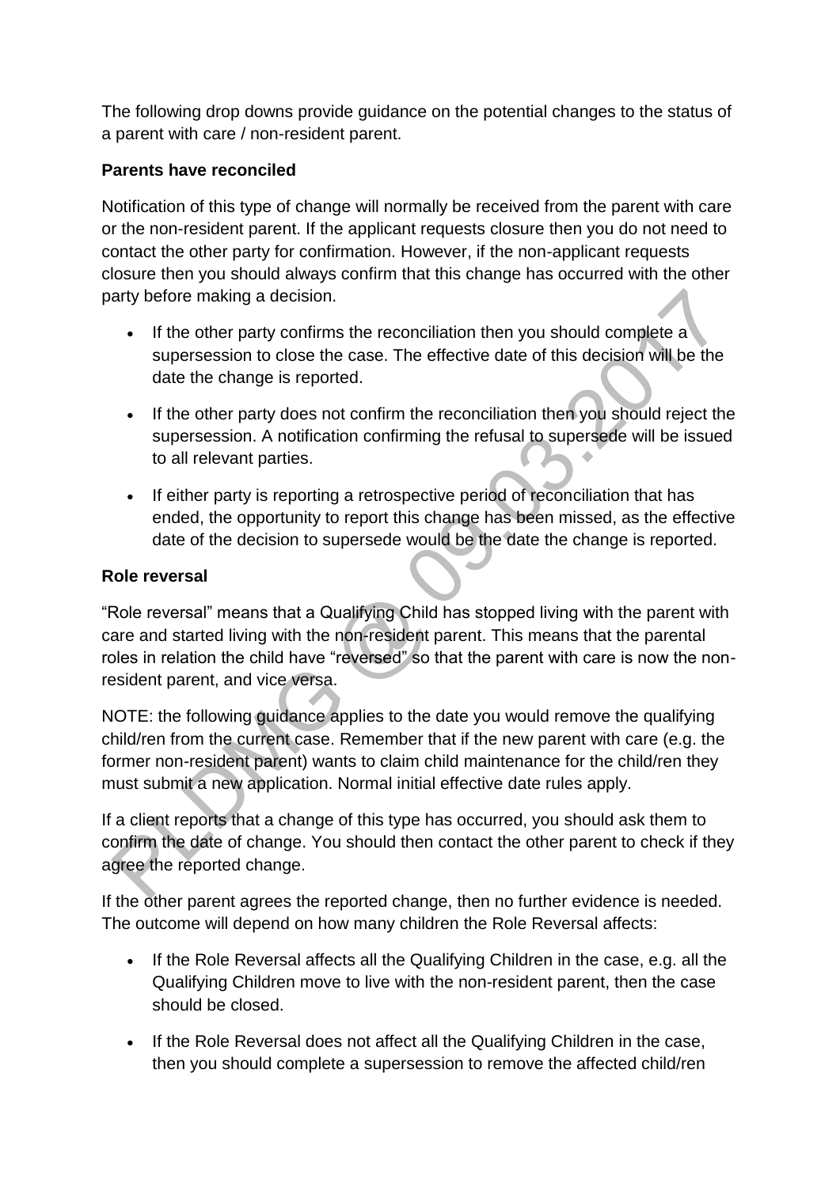The following drop downs provide guidance on the potential changes to the status of a parent with care / non-resident parent.

**Parents have reconciled**

Notification of this type of change will normally be received from the parent with care or the non-resident parent. If the applicant requests closure then you do not need to contact the other party for confirmation. However, if the non-applicant requests closure then you should always confirm that this change has occurred with the other party before making a decision.

- If the other party confirms the reconciliation then you should complete a supersession to close the case. The effective date of this decision will be the date the change is reported.
- If the other party does not confirm the reconciliation then you should reject the supersession. A notification confirming the refusal to supersede will be issued to all relevant parties.
- If either party is reporting a retrospective period of reconciliation that has ended, the opportunity to report this change has been missed, as the effective date of the decision to supersede would be the date the change is reported.

**Role reversal**

"Role reversal" means that a Qualifying Child has stopped living with the parent with care and started living with the non-resident parent. This means that the parental roles in relation the child have "reversed" so that the parent with care is now the non-resident parent, and vice versa.

NOTE: the following guidance applies to the date you would remove the qualifying child/ren from the current case. Remember that if the new parent with care (e.g. the former non-resident parent) wants to claim child maintenance for the child/ren they must submit a new application. Normal initial effective date rules apply.

If a client reports that a change of this type has occurred, you should ask them to confirm the date of change. You should then contact the other parent to check if they agree the reported change.

If the other parent agrees the reported change, then no further evidence is needed. The outcome will depend on how many children the Role Reversal affects:

- If the Role Reversal affects all the Qualifying Children in the case, e.g. all the Qualifying Children move to live with the non-resident parent, then the case should be closed.
- If the Role Reversal does not affect all the Qualifying Children in the case, then you should complete a supersession to remove the affected child/ren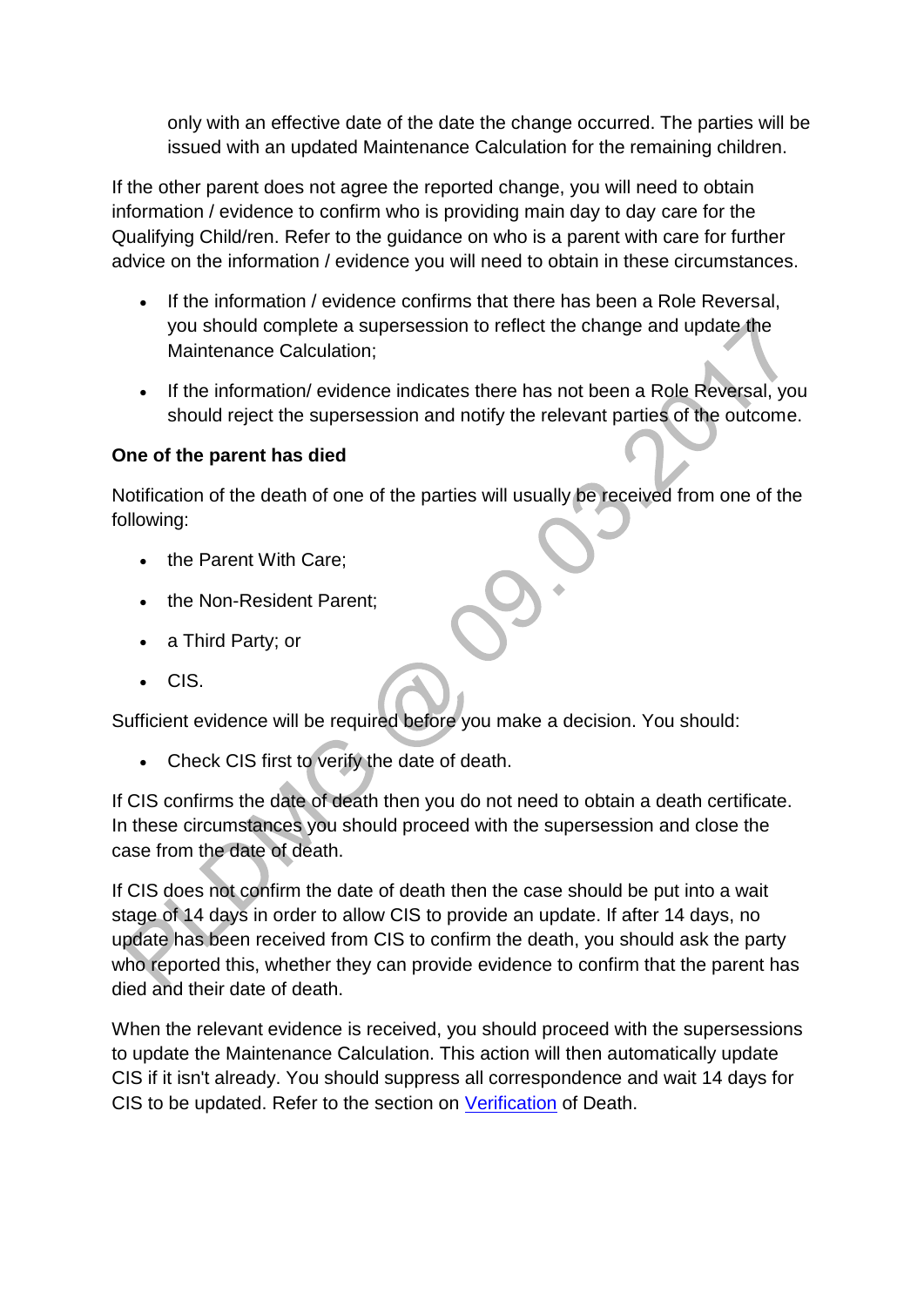only with an effective date of the date the change occurred. The parties will be issued with an updated Maintenance Calculation for the remaining children.

If the other parent does not agree the reported change, you will need to obtain information / evidence to confirm who is providing main day to day care for the Qualifying Child/ren. Refer to the guidance on who is a parent with care for further advice on the information / evidence you will need to obtain in these circumstances.

- If the information / evidence confirms that there has been a Role Reversal, you should complete a supersession to reflect the change and update the Maintenance Calculation;
- If the information/ evidence indicates there has not been a Role Reversal, you should reject the supersession and notify the relevant parties of the outcome.

**One of the parent has died**

Notification of the death of one of the parties will usually be received from one of the following:

- the Parent With Care;
- the Non-Resident Parent;
- a Third Party; or
- CIS.

Sufficient evidence will be required before you make a decision. You should:

- Check CIS first to verify the date of death.

If CIS confirms the date of death then you do not need to obtain a death certificate. In these circumstances you should proceed with the supersession and close the case from the date of death.

If CIS does not confirm the date of death then the case should be put into a wait stage of 14 days in order to allow CIS to provide an update. If after 14 days, no update has been received from CIS to confirm the death, you should ask the party who reported this, whether they can provide evidence to confirm that the parent has died and their date of death.

When the relevant evidence is received, you should proceed with the supersessions to update the Maintenance Calculation. This action will then automatically update CIS if it isn't already. You should suppress all correspondence and wait 14 days for CIS to be updated. Refer to the section on Verification of Death.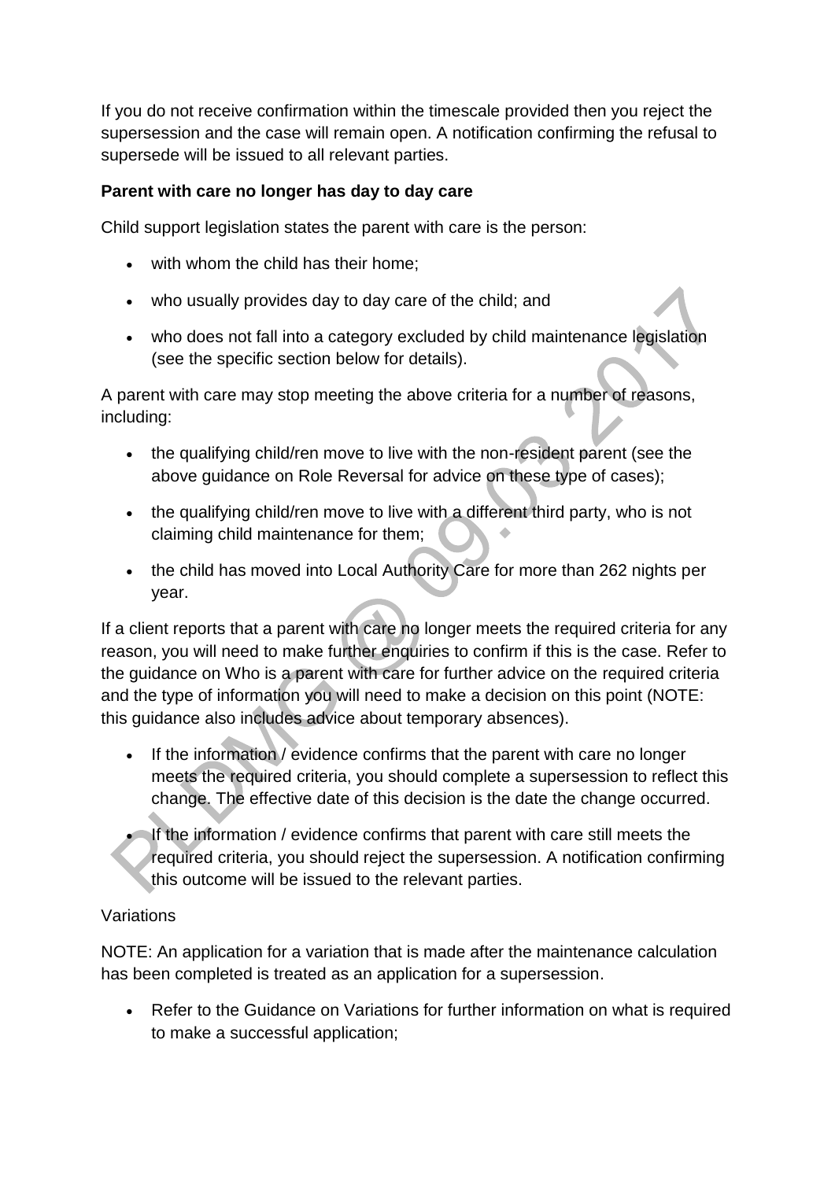If you do not receive confirmation within the timescale provided then you reject the supersession and the case will remain open. A notification confirming the refusal to supersede will be issued to all relevant parties.

**Parent with care no longer has day to day care**

Child support legislation states the parent with care is the person:

- with whom the child has their home;
- who usually provides day to day care of the child; and
- who does not fall into a category excluded by child maintenance legislation (see the specific section below for details).

A parent with care may stop meeting the above criteria for a number of reasons, including:

- the qualifying child/ren move to live with the non-resident parent (see the above guidance on Role Reversal for advice on these type of cases);
- the qualifying child/ren move to live with a different third party, who is not claiming child maintenance for them;
- the child has moved into Local Authority Care for more than 262 nights per year.

If a client reports that a parent with care no longer meets the required criteria for any reason, you will need to make further enquiries to confirm if this is the case. Refer to the guidance on Who is a parent with care for further advice on the required criteria and the type of information you will need to make a decision on this point (NOTE: this guidance also includes advice about temporary absences).

- If the information / evidence confirms that the parent with care no longer meets the required criteria, you should complete a supersession to reflect this change. The effective date of this decision is the date the change occurred.
- If the information / evidence confirms that parent with care still meets the required criteria, you should reject the supersession. A notification confirming this outcome will be issued to the relevant parties.

Variations

NOTE: An application for a variation that is made after the maintenance calculation has been completed is treated as an application for a supersession.

- Refer to the Guidance on Variations for further information on what is required to make a successful application;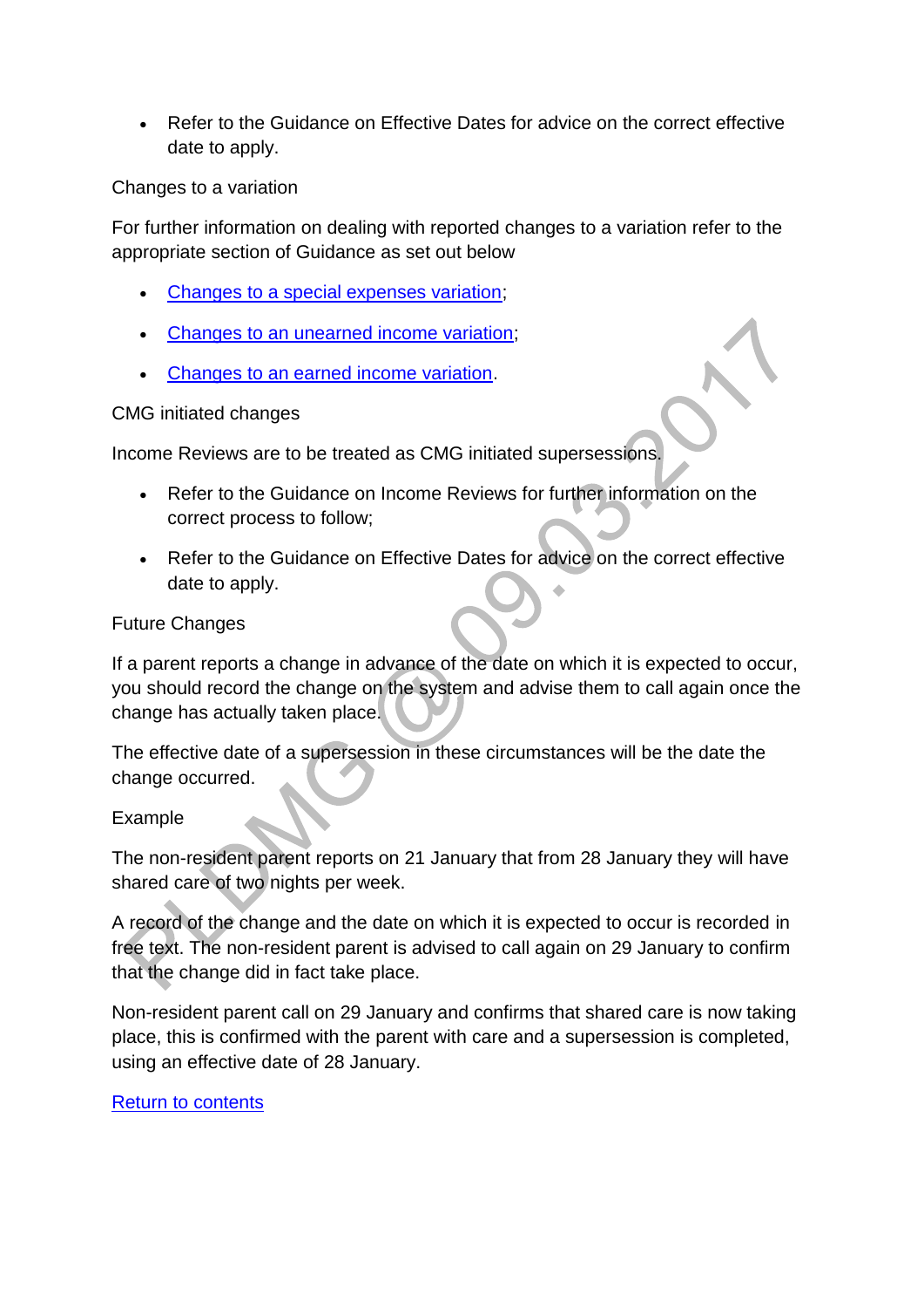- Refer to the Guidance on Effective Dates for advice on the correct effective date to apply.

Changes to a variation

For further information on dealing with reported changes to a variation refer to the appropriate section of Guidance as set out below

- Changes to a special expenses variation;
- Changes to an unearned income variation;
- Changes to an earned income variation.

CMG initiated changes

Income Reviews are to be treated as CMG initiated supersessions.

- Refer to the Guidance on Income Reviews for further information on the correct process to follow;
- Refer to the Guidance on Effective Dates for advice on the correct effective date to apply.

Future Changes

If a parent reports a change in advance of the date on which it is expected to occur, you should record the change on the system and advise them to call again once the change has actually taken place.

The effective date of a supersession in these circumstances will be the date the change occurred.

Example

The non-resident parent reports on 21 January that from 28 January they will have shared care of two nights per week.

A record of the change and the date on which it is expected to occur is recorded in free text. The non-resident parent is advised to call again on 29 January to confirm that the change did in fact take place.

Non-resident parent call on 29 January and confirms that shared care is now taking place, this is confirmed with the parent with care and a supersession is completed, using an effective date of 28 January.

Return to contents